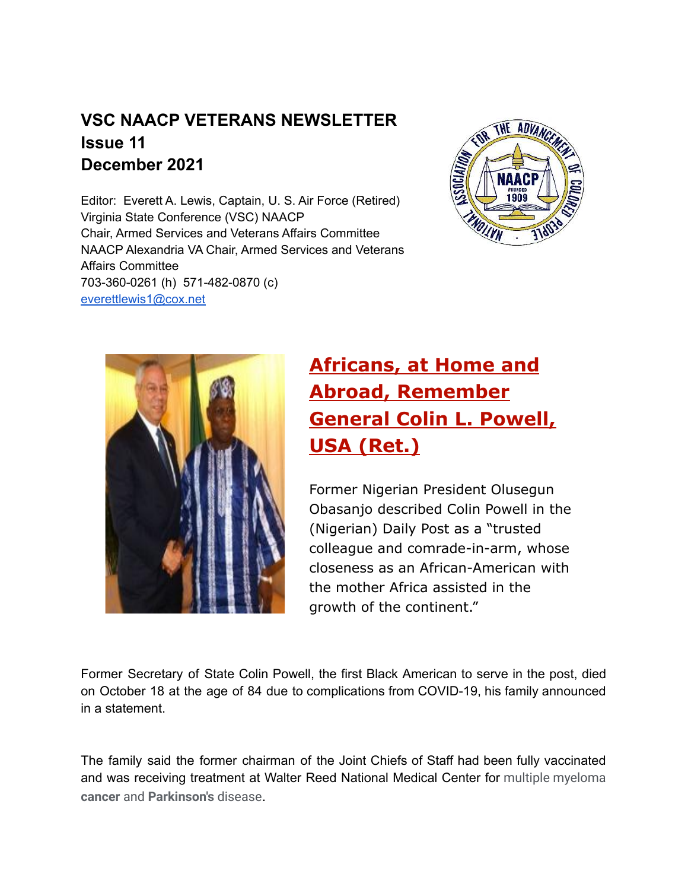# VSC NAACP VETERANS NEWSLETTER
# Issue 11
# December 2021

Editor: Everett A. Lewis, Captain, U. S. Air Force (Retired)
Virginia State Conference (VSC) NAACP
Chair, Armed Services and Veterans Affairs Committee
NAACP Alexandria VA Chair, Armed Services and Veterans Affairs Committee
703-360-0261 (h) 571-482-0870 (c)
everettlewis1@cox.net

## Africans, at Home and Abroad, Remember General Colin L. Powell, USA (Ret.)

Former Nigerian President Olusegun Obasanjo described Colin Powell in the (Nigerian) Daily Post as a "trusted colleague and comrade-in-arm, whose closeness as an African-American with the mother Africa assisted in the growth of the continent."

Former Secretary of State Colin Powell, the first Black American to serve in the post, died on October 18 at the age of 84 due to complications from COVID-19, his family announced in a statement.

The family said the former chairman of the Joint Chiefs of Staff had been fully vaccinated and was receiving treatment at Walter Reed National Medical Center for multiple myeloma **cancer** and **Parkinson's** disease.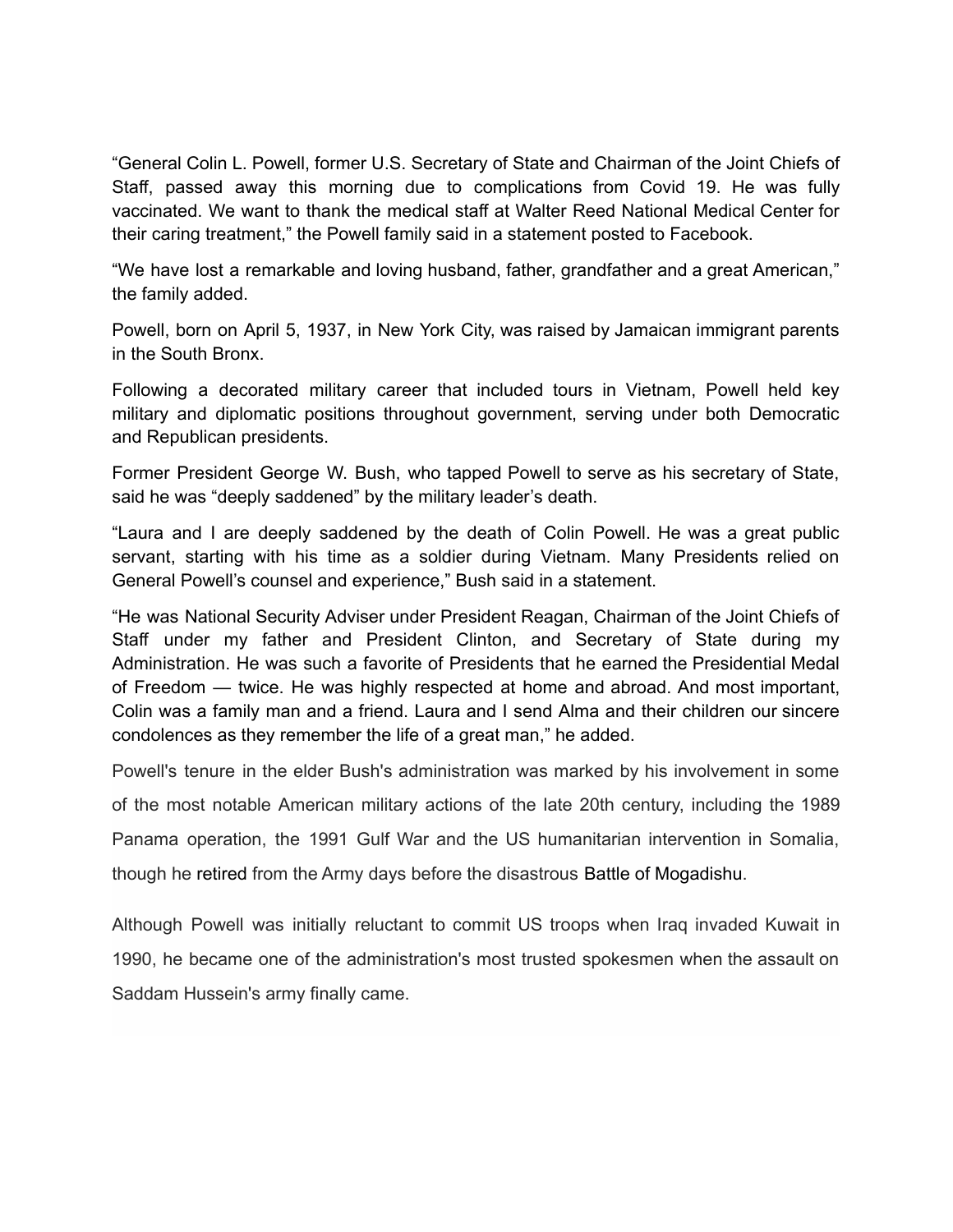“General Colin L. Powell, former U.S. Secretary of State and Chairman of the Joint Chiefs of Staff, passed away this morning due to complications from Covid 19. He was fully vaccinated. We want to thank the medical staff at Walter Reed National Medical Center for their caring treatment,” the Powell family said in a statement posted to Facebook.

“We have lost a remarkable and loving husband, father, grandfather and a great American,” the family added.

Powell, born on April 5, 1937, in New York City, was raised by Jamaican immigrant parents in the South Bronx.

Following a decorated military career that included tours in Vietnam, Powell held key military and diplomatic positions throughout government, serving under both Democratic and Republican presidents.

Former President George W. Bush, who tapped Powell to serve as his secretary of State, said he was “deeply saddened” by the military leader’s death.

“Laura and I are deeply saddened by the death of Colin Powell. He was a great public servant, starting with his time as a soldier during Vietnam. Many Presidents relied on General Powell’s counsel and experience,” Bush said in a statement.

“He was National Security Adviser under President Reagan, Chairman of the Joint Chiefs of Staff under my father and President Clinton, and Secretary of State during my Administration. He was such a favorite of Presidents that he earned the Presidential Medal of Freedom — twice. He was highly respected at home and abroad. And most important, Colin was a family man and a friend. Laura and I send Alma and their children our sincere condolences as they remember the life of a great man,” he added.

Powell's tenure in the elder Bush's administration was marked by his involvement in some of the most notable American military actions of the late 20th century, including the 1989 Panama operation, the 1991 Gulf War and the US humanitarian intervention in Somalia, though he retired from the Army days before the disastrous Battle of Mogadishu.

Although Powell was initially reluctant to commit US troops when Iraq invaded Kuwait in 1990, he became one of the administration's most trusted spokesmen when the assault on Saddam Hussein's army finally came.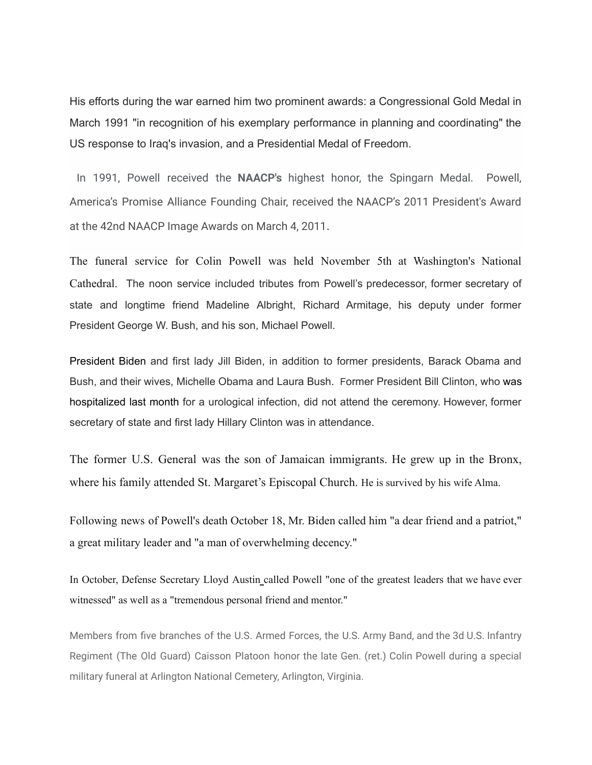His efforts during the war earned him two prominent awards: a Congressional Gold Medal in March 1991 "in recognition of his exemplary performance in planning and coordinating" the US response to Iraq's invasion, and a Presidential Medal of Freedom.

In 1991, Powell received the **NAACP's** highest honor, the Spingarn Medal. Powell, America's Promise Alliance Founding Chair, received the NAACP's 2011 President's Award at the 42nd NAACP Image Awards on March 4, 2011.

The funeral service for Colin Powell was held November 5th at Washington's National Cathedral. The noon service included tributes from Powell's predecessor, former secretary of state and longtime friend Madeline Albright, Richard Armitage, his deputy under former President George W. Bush, and his son, Michael Powell.

President Biden and first lady Jill Biden, in addition to former presidents, Barack Obama and Bush, and their wives, Michelle Obama and Laura Bush. Former President Bill Clinton, who was hospitalized last month for a urological infection, did not attend the ceremony. However, former secretary of state and first lady Hillary Clinton was in attendance.

The former U.S. General was the son of Jamaican immigrants. He grew up in the Bronx, where his family attended St. Margaret's Episcopal Church. He is survived by his wife Alma.

Following news of Powell's death October 18, Mr. Biden called him "a dear friend and a patriot," a great military leader and "a man of overwhelming decency."

In October, Defense Secretary Lloyd Austin called Powell "one of the greatest leaders that we have ever witnessed" as well as a "tremendous personal friend and mentor."

Members from five branches of the U.S. Armed Forces, the U.S. Army Band, and the 3d U.S. Infantry Regiment (The Old Guard) Caisson Platoon honor the late Gen. (ret.) Colin Powell during a special military funeral at Arlington National Cemetery, Arlington, Virginia.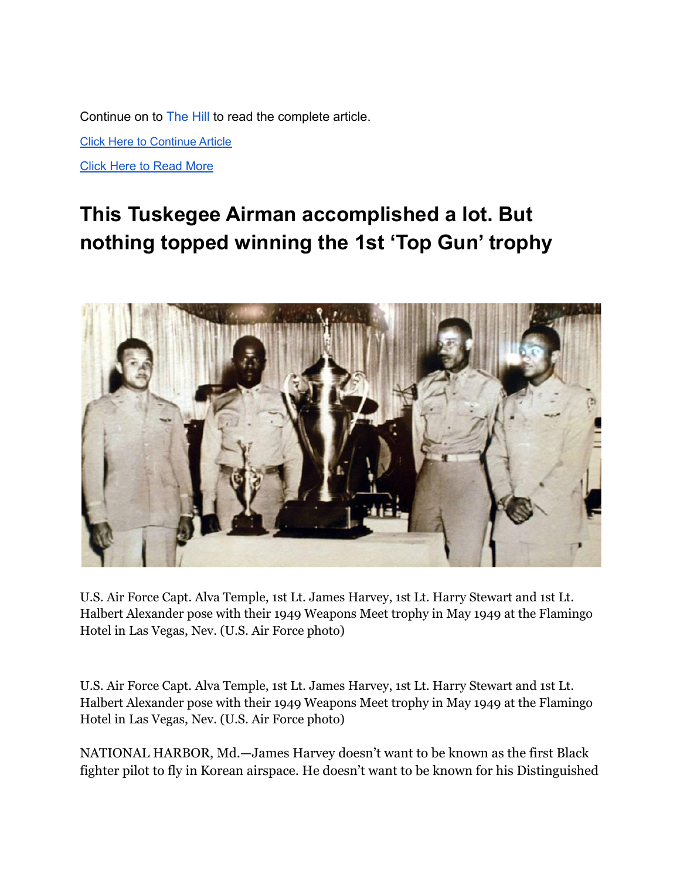Continue on to The Hill to read the complete article.

Click Here to Continue Article

Click Here to Read More

## This Tuskegee Airman accomplished a lot. But nothing topped winning the 1st 'Top Gun' trophy

U.S. Air Force Capt. Alva Temple, 1st Lt. James Harvey, 1st Lt. Harry Stewart and 1st Lt. Halbert Alexander pose with their 1949 Weapons Meet trophy in May 1949 at the Flamingo Hotel in Las Vegas, Nev. (U.S. Air Force photo)

U.S. Air Force Capt. Alva Temple, 1st Lt. James Harvey, 1st Lt. Harry Stewart and 1st Lt. Halbert Alexander pose with their 1949 Weapons Meet trophy in May 1949 at the Flamingo Hotel in Las Vegas, Nev. (U.S. Air Force photo)

NATIONAL HARBOR, Md.—James Harvey doesn't want to be known as the first Black fighter pilot to fly in Korean airspace. He doesn't want to be known for his Distinguished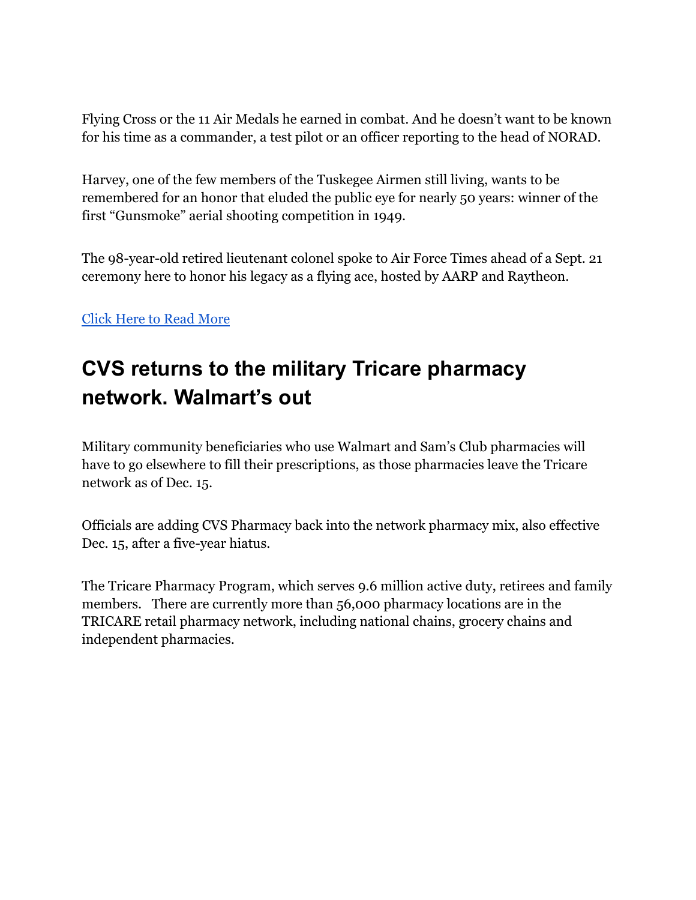Flying Cross or the 11 Air Medals he earned in combat. And he doesn't want to be known for his time as a commander, a test pilot or an officer reporting to the head of NORAD.

Harvey, one of the few members of the Tuskegee Airmen still living, wants to be remembered for an honor that eluded the public eye for nearly 50 years: winner of the first "Gunsmoke" aerial shooting competition in 1949.

The 98-year-old retired lieutenant colonel spoke to Air Force Times ahead of a Sept. 21 ceremony here to honor his legacy as a flying ace, hosted by AARP and Raytheon.

Click Here to Read More

## CVS returns to the military Tricare pharmacy network. Walmart's out

Military community beneficiaries who use Walmart and Sam's Club pharmacies will have to go elsewhere to fill their prescriptions, as those pharmacies leave the Tricare network as of Dec. 15.

Officials are adding CVS Pharmacy back into the network pharmacy mix, also effective Dec. 15, after a five-year hiatus.

The Tricare Pharmacy Program, which serves 9.6 million active duty, retirees and family members. There are currently more than 56,000 pharmacy locations are in the TRICARE retail pharmacy network, including national chains, grocery chains and independent pharmacies.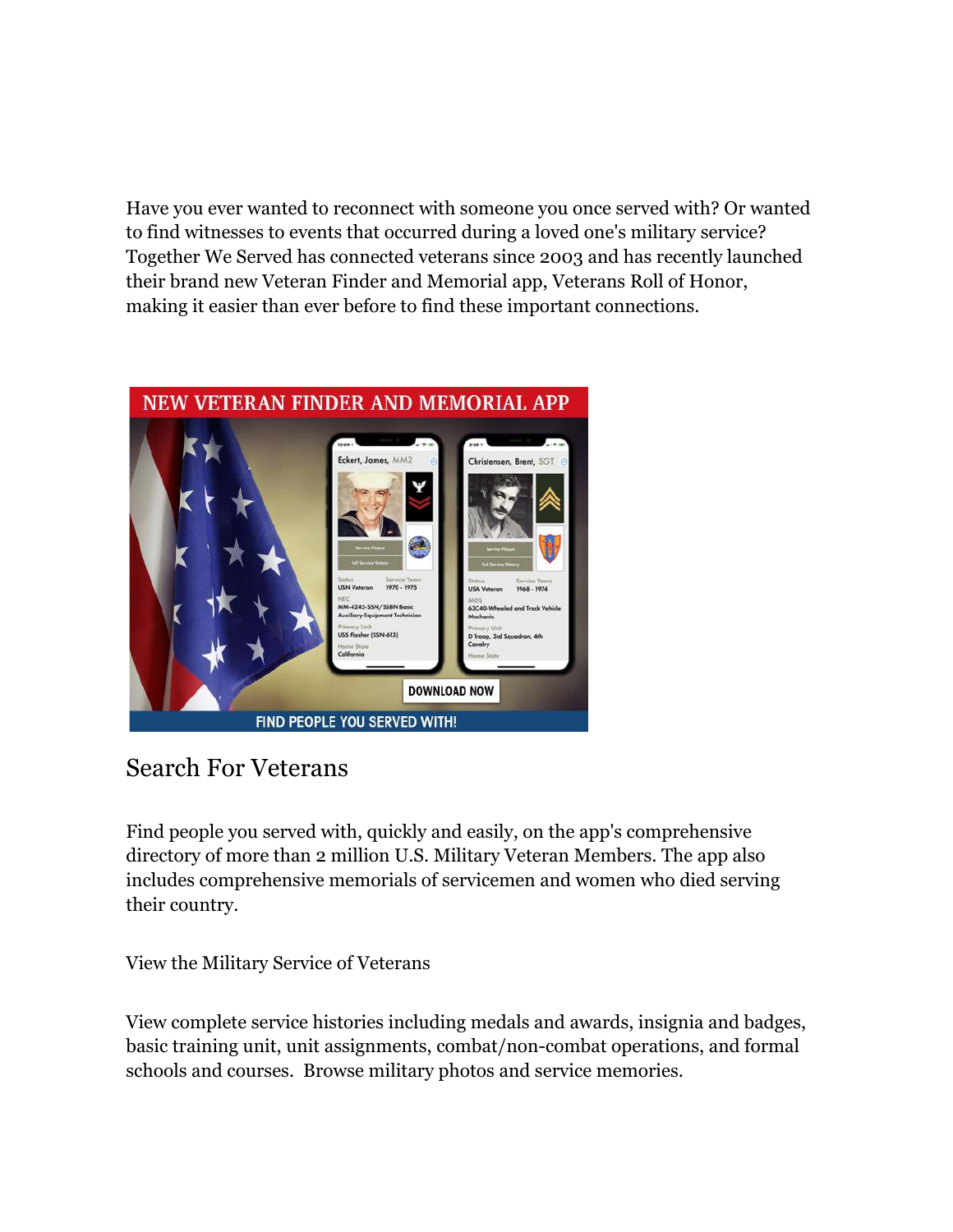Have you ever wanted to reconnect with someone you once served with? Or wanted to find witnesses to events that occurred during a loved one's military service? Together We Served has connected veterans since 2003 and has recently launched their brand new Veteran Finder and Memorial app, Veterans Roll of Honor, making it easier than ever before to find these important connections.

## Search For Veterans

Find people you served with, quickly and easily, on the app's comprehensive directory of more than 2 million U.S. Military Veteran Members. The app also includes comprehensive memorials of servicemen and women who died serving their country.

View the Military Service of Veterans

View complete service histories including medals and awards, insignia and badges, basic training unit, unit assignments, combat/non-combat operations, and formal schools and courses. Browse military photos and service memories.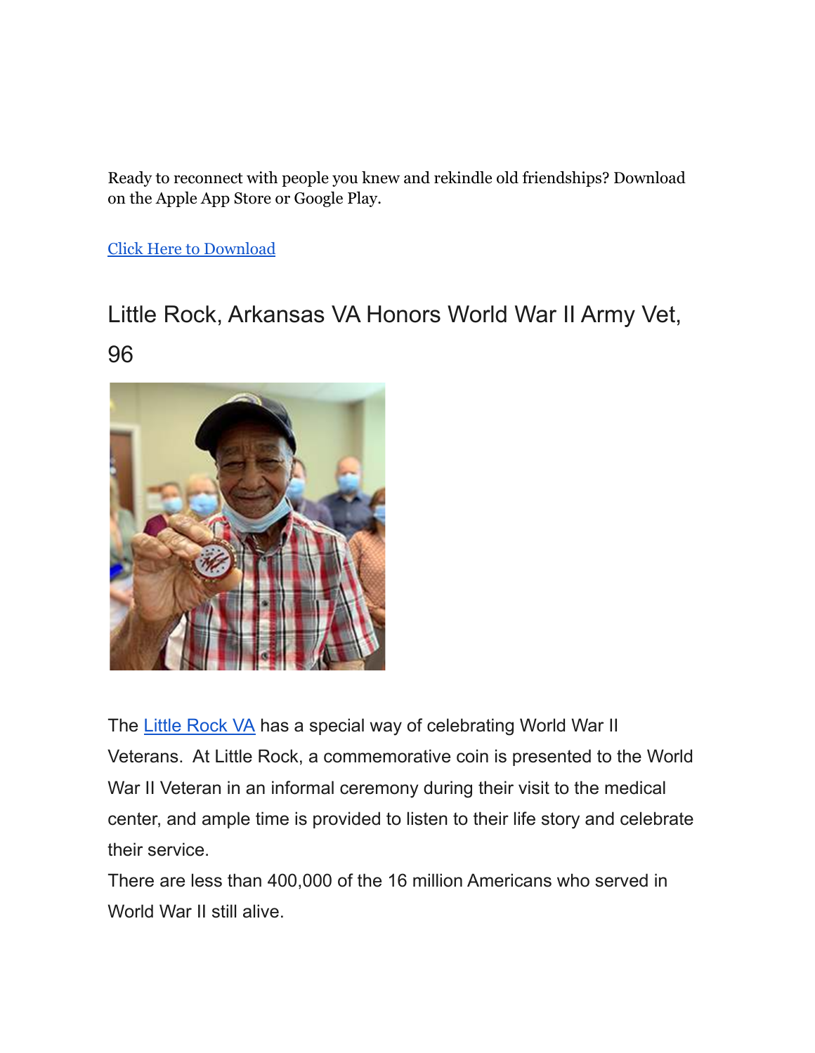Ready to reconnect with people you knew and rekindle old friendships? Download on the Apple App Store or Google Play.

[Click Here to Download]

## Little Rock, Arkansas VA Honors World War II Army Vet, 96

The [Little Rock VA] has a special way of celebrating World War II Veterans. At Little Rock, a commemorative coin is presented to the World War II Veteran in an informal ceremony during their visit to the medical center, and ample time is provided to listen to their life story and celebrate their service.

There are less than 400,000 of the 16 million Americans who served in World War II still alive.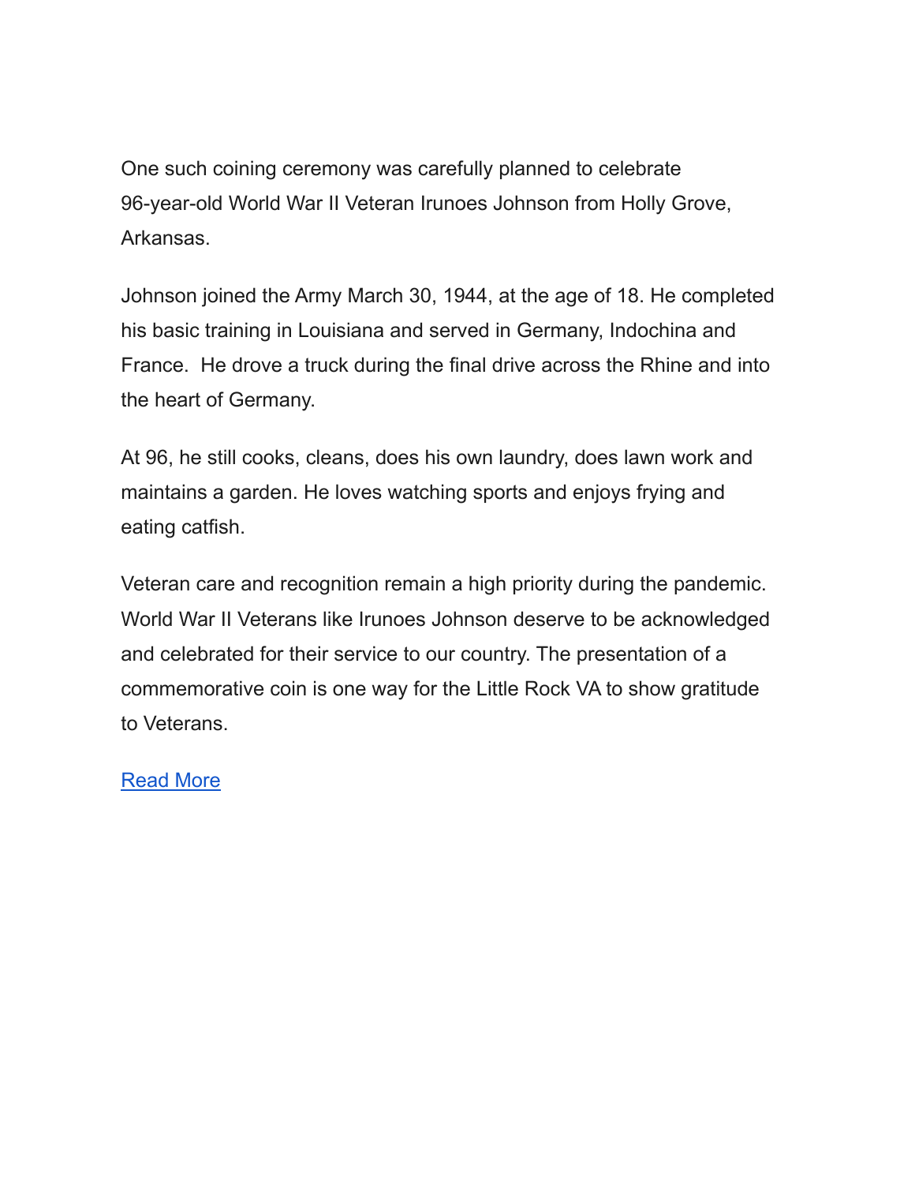One such coining ceremony was carefully planned to celebrate 96-year-old World War II Veteran Irunoes Johnson from Holly Grove, Arkansas.

Johnson joined the Army March 30, 1944, at the age of 18. He completed his basic training in Louisiana and served in Germany, Indochina and France.  He drove a truck during the final drive across the Rhine and into the heart of Germany.

At 96, he still cooks, cleans, does his own laundry, does lawn work and maintains a garden. He loves watching sports and enjoys frying and eating catfish.

Veteran care and recognition remain a high priority during the pandemic. World War II Veterans like Irunoes Johnson deserve to be acknowledged and celebrated for their service to our country. The presentation of a commemorative coin is one way for the Little Rock VA to show gratitude to Veterans.

Read More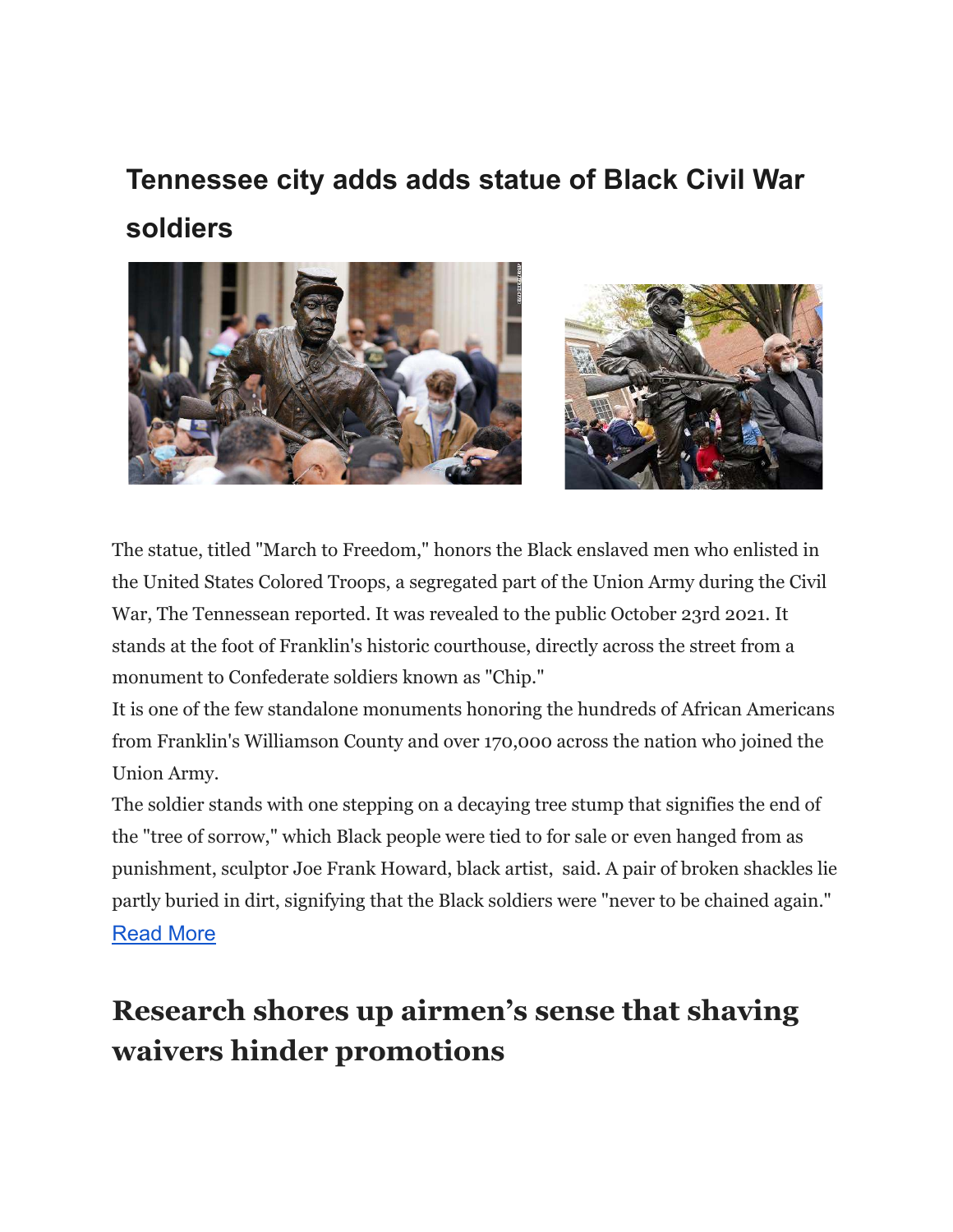## Tennessee city adds adds statue of Black Civil War soldiers

The statue, titled "March to Freedom," honors the Black enslaved men who enlisted in the United States Colored Troops, a segregated part of the Union Army during the Civil War, The Tennessean reported. It was revealed to the public October 23rd 2021. It stands at the foot of Franklin's historic courthouse, directly across the street from a monument to Confederate soldiers known as "Chip."

It is one of the few standalone monuments honoring the hundreds of African Americans from Franklin's Williamson County and over 170,000 across the nation who joined the Union Army.

The soldier stands with one stepping on a decaying tree stump that signifies the end of the "tree of sorrow," which Black people were tied to for sale or even hanged from as punishment, sculptor Joe Frank Howard, black artist, said. A pair of broken shackles lie partly buried in dirt, signifying that the Black soldiers were "never to be chained again."

Read More

## Research shores up airmen's sense that shaving waivers hinder promotions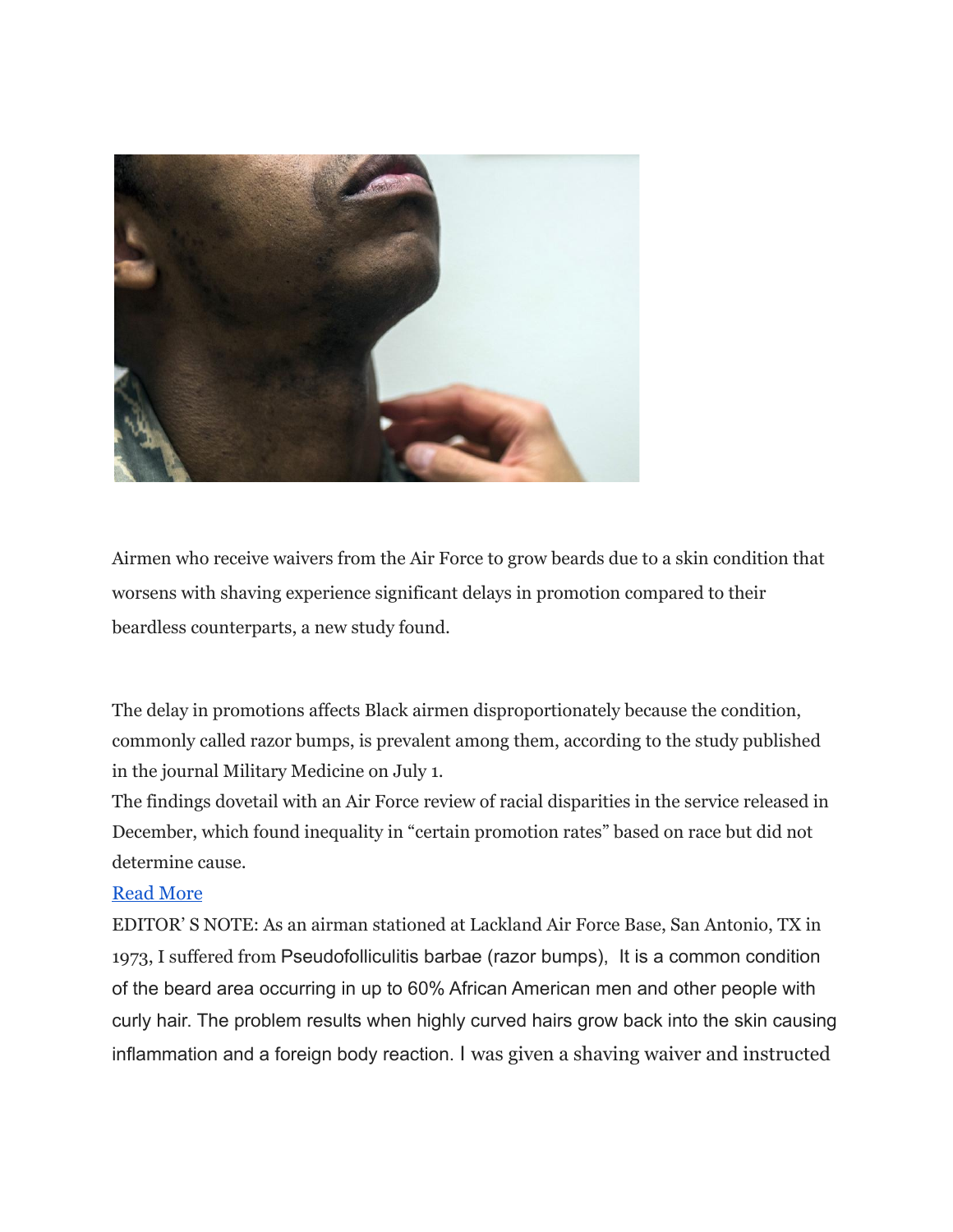Airmen who receive waivers from the Air Force to grow beards due to a skin condition that worsens with shaving experience significant delays in promotion compared to their beardless counterparts, a new study found.

The delay in promotions affects Black airmen disproportionately because the condition, commonly called razor bumps, is prevalent among them, according to the study published in the journal Military Medicine on July 1.

The findings dovetail with an Air Force review of racial disparities in the service released in December, which found inequality in "certain promotion rates" based on race but did not determine cause.

Read More

EDITOR' S NOTE: As an airman stationed at Lackland Air Force Base, San Antonio, TX in 1973, I suffered from Pseudofolliculitis barbae (razor bumps), It is a common condition of the beard area occurring in up to 60% African American men and other people with curly hair. The problem results when highly curved hairs grow back into the skin causing inflammation and a foreign body reaction. I was given a shaving waiver and instructed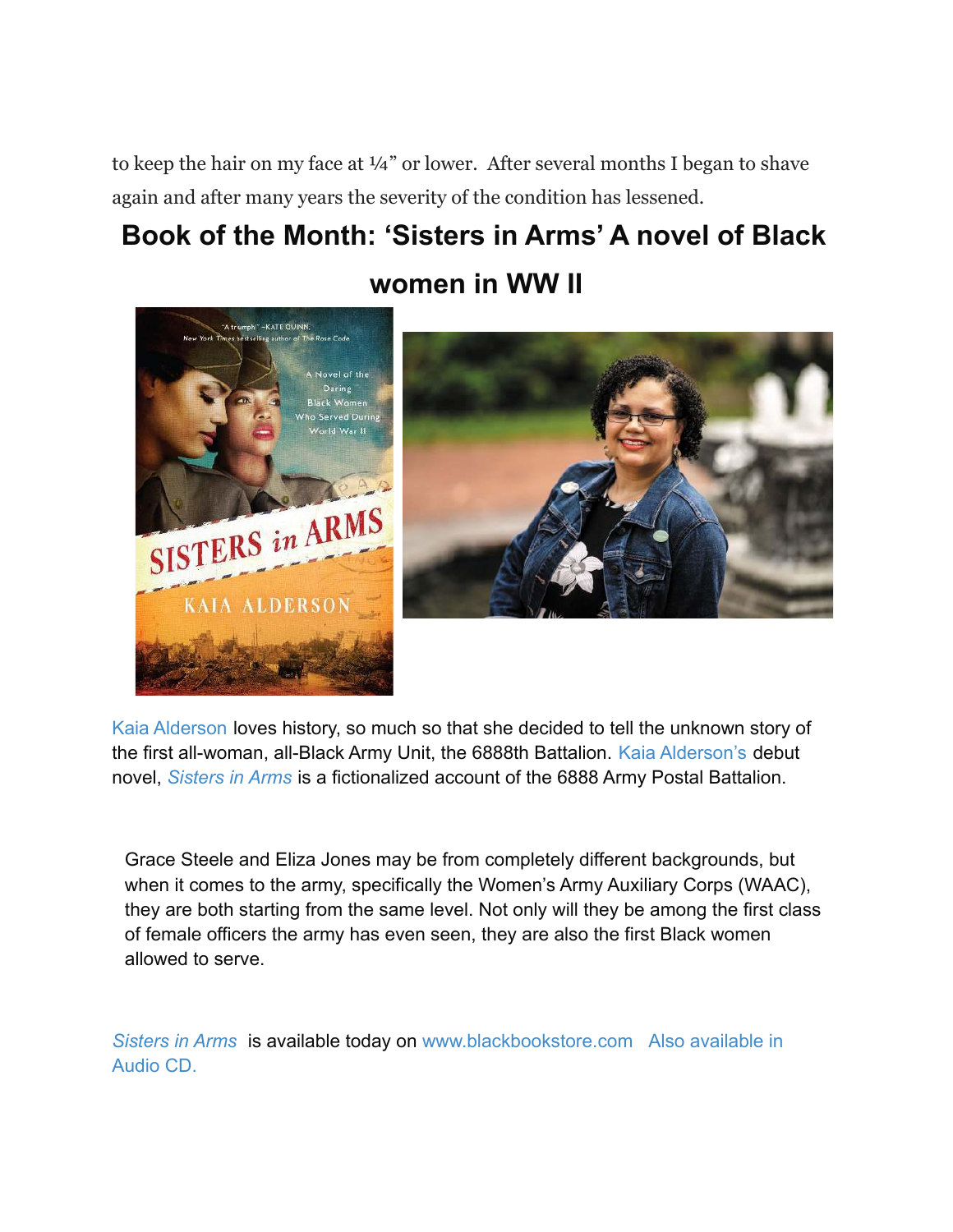to keep the hair on my face at ¼” or lower. After several months I began to shave again and after many years the severity of the condition has lessened.

# Book of the Month: ‘Sisters in Arms’ A novel of Black women in WW II

Kaia Alderson loves history, so much so that she decided to tell the unknown story of the first all-woman, all-Black Army Unit, the 6888th Battalion. Kaia Alderson’s debut novel, *Sisters in Arms* is a fictionalized account of the 6888 Army Postal Battalion.

Grace Steele and Eliza Jones may be from completely different backgrounds, but when it comes to the army, specifically the Women’s Army Auxiliary Corps (WAAC), they are both starting from the same level. Not only will they be among the first class of female officers the army has even seen, they are also the first Black women allowed to serve.

*Sisters in Arms* is available today on www.blackbookstore.com Also available in Audio CD.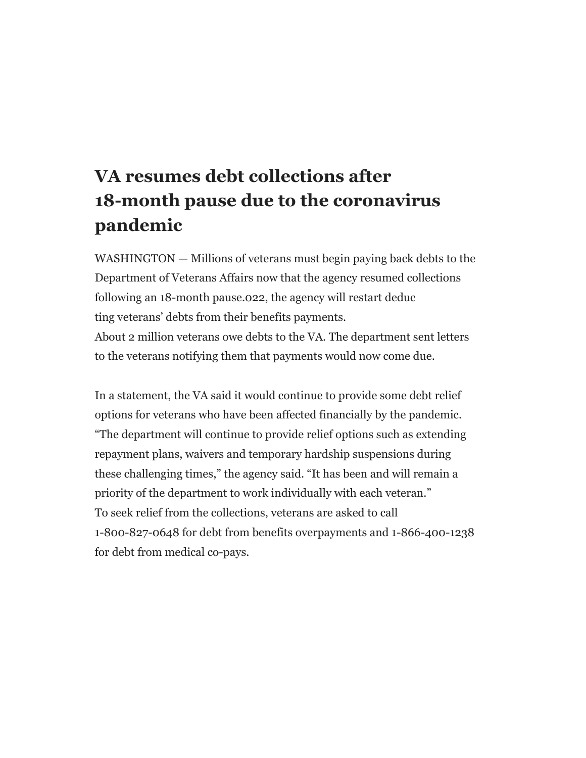# VA resumes debt collections after 18-month pause due to the coronavirus pandemic

WASHINGTON — Millions of veterans must begin paying back debts to the Department of Veterans Affairs now that the agency resumed collections following an 18-month pause.022, the agency will restart deduc ting veterans' debts from their benefits payments.
About 2 million veterans owe debts to the VA. The department sent letters to the veterans notifying them that payments would now come due.

In a statement, the VA said it would continue to provide some debt relief options for veterans who have been affected financially by the pandemic.
"The department will continue to provide relief options such as extending repayment plans, waivers and temporary hardship suspensions during these challenging times," the agency said. "It has been and will remain a priority of the department to work individually with each veteran."
To seek relief from the collections, veterans are asked to call 1-800-827-0648 for debt from benefits overpayments and 1-866-400-1238 for debt from medical co-pays.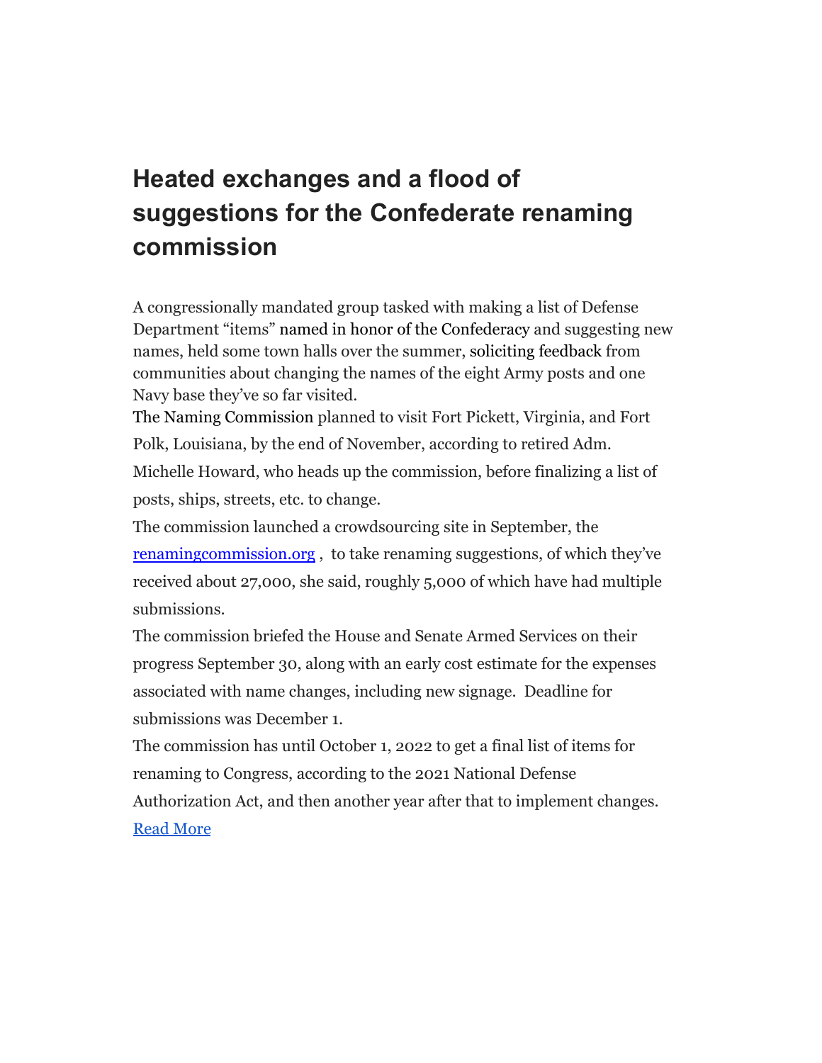# Heated exchanges and a flood of suggestions for the Confederate renaming commission

A congressionally mandated group tasked with making a list of Defense Department "items" named in honor of the Confederacy and suggesting new names, held some town halls over the summer, soliciting feedback from communities about changing the names of the eight Army posts and one Navy base they've so far visited.

The Naming Commission planned to visit Fort Pickett, Virginia, and Fort Polk, Louisiana, by the end of November, according to retired Adm. Michelle Howard, who heads up the commission, before finalizing a list of posts, ships, streets, etc. to change.

The commission launched a crowdsourcing site in September, the renamingcommission.org , to take renaming suggestions, of which they've received about 27,000, she said, roughly 5,000 of which have had multiple submissions.

The commission briefed the House and Senate Armed Services on their progress September 30, along with an early cost estimate for the expenses associated with name changes, including new signage. Deadline for submissions was December 1.

The commission has until October 1, 2022 to get a final list of items for renaming to Congress, according to the 2021 National Defense Authorization Act, and then another year after that to implement changes.

Read More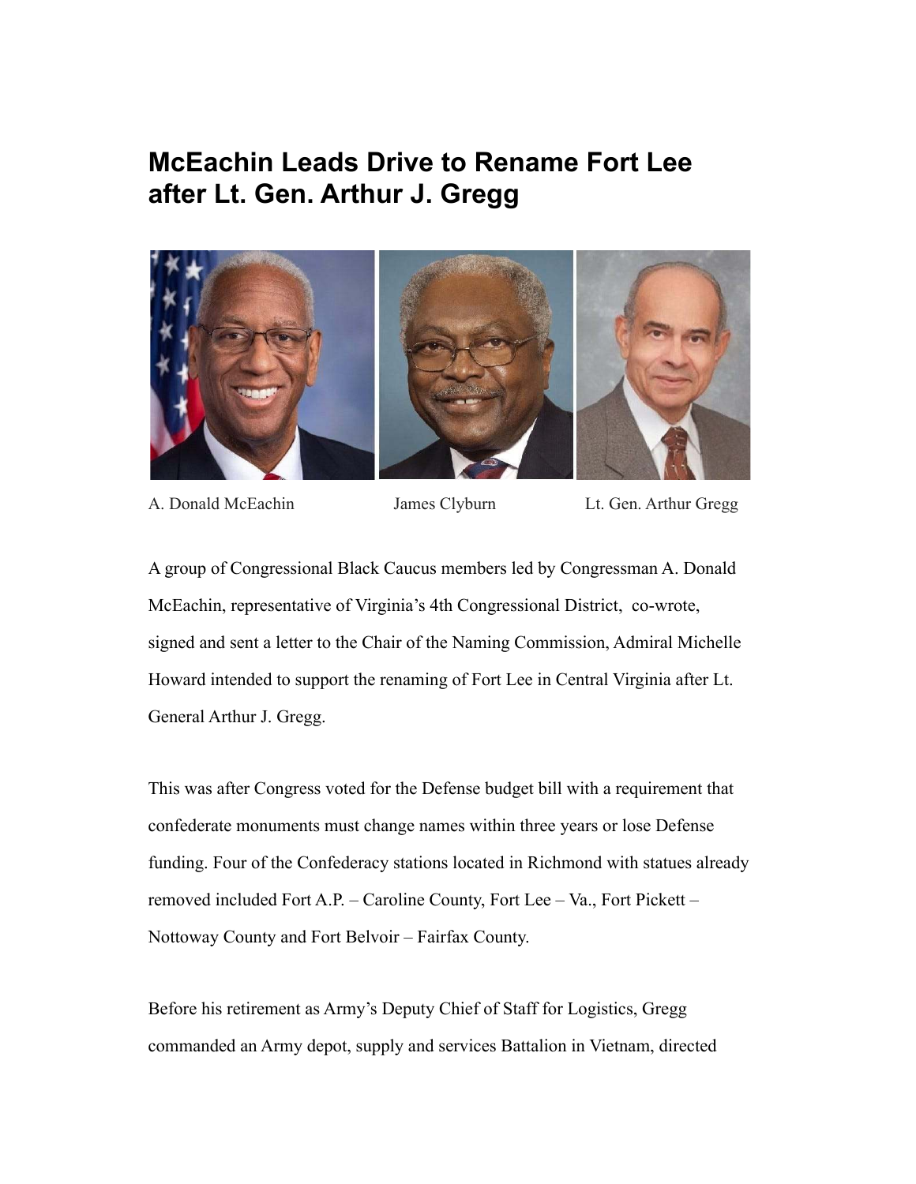# McEachin Leads Drive to Rename Fort Lee after Lt. Gen. Arthur J. Gregg

A. Donald McEachin James Clyburn Lt. Gen. Arthur Gregg

A group of Congressional Black Caucus members led by Congressman A. Donald McEachin, representative of Virginia's 4th Congressional District, co-wrote, signed and sent a letter to the Chair of the Naming Commission, Admiral Michelle Howard intended to support the renaming of Fort Lee in Central Virginia after Lt. General Arthur J. Gregg.

This was after Congress voted for the Defense budget bill with a requirement that confederate monuments must change names within three years or lose Defense funding. Four of the Confederacy stations located in Richmond with statues already removed included Fort A.P. – Caroline County, Fort Lee – Va., Fort Pickett – Nottoway County and Fort Belvoir – Fairfax County.

Before his retirement as Army's Deputy Chief of Staff for Logistics, Gregg commanded an Army depot, supply and services Battalion in Vietnam, directed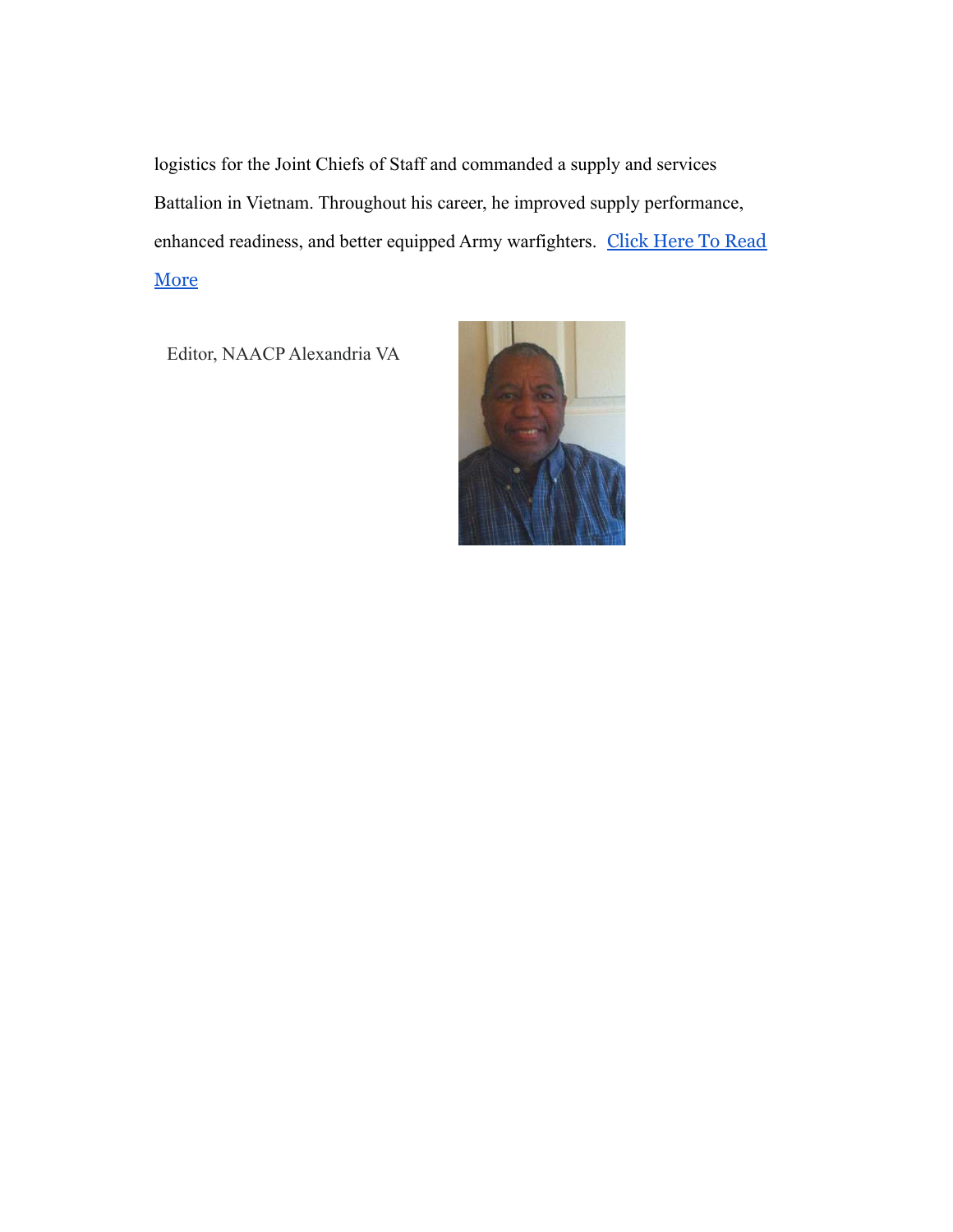logistics for the Joint Chiefs of Staff and commanded a supply and services Battalion in Vietnam. Throughout his career, he improved supply performance, enhanced readiness, and better equipped Army warfighters. Click Here To Read More

Editor, NAACP Alexandria VA